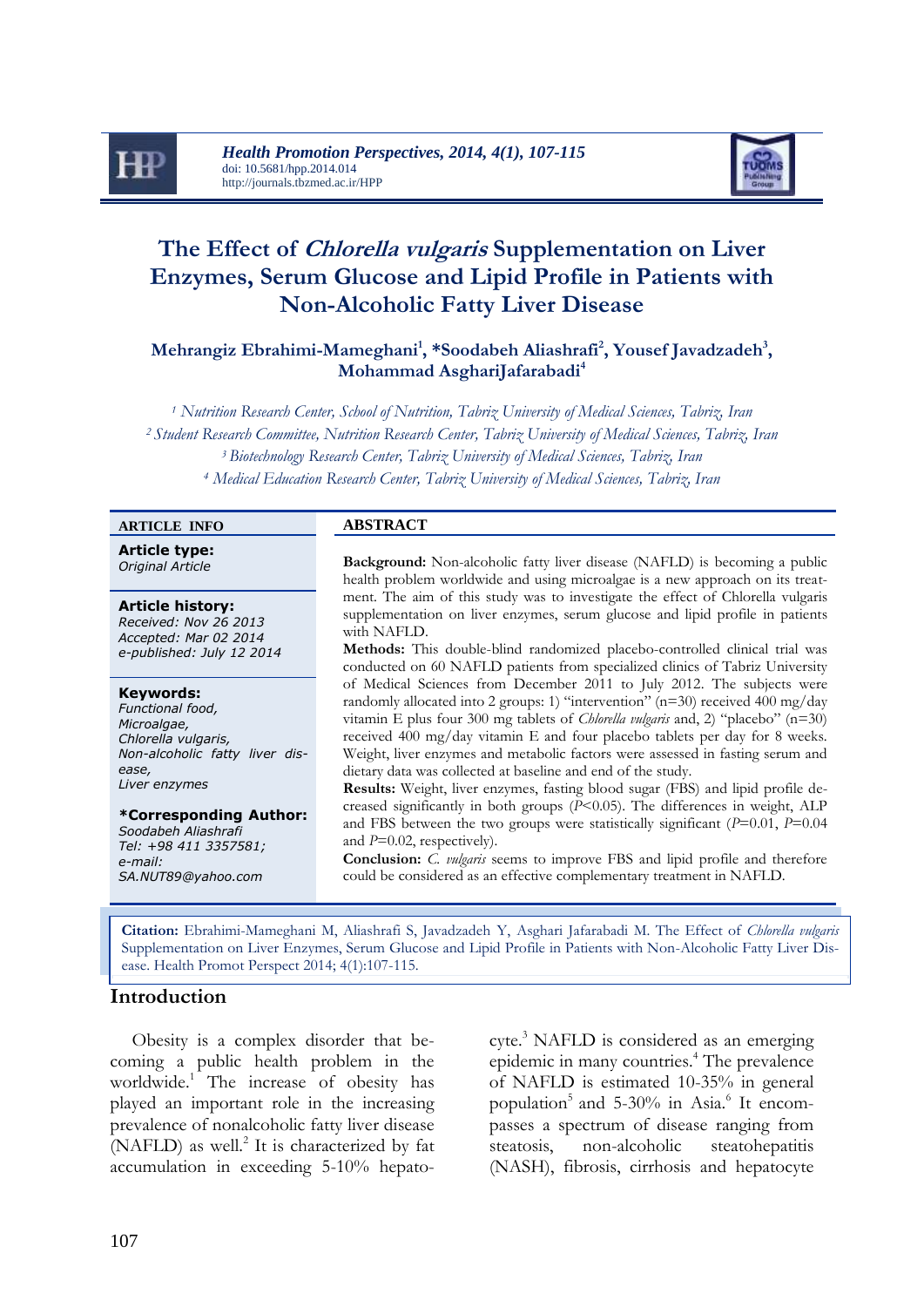# The Effect of *Chlorella vulgaris* Supplementation on Liver Enzymes, Serum Glucose and Lipid Profile in Patients with Non-Alcoholic Fatty Liver Disease

**Mehrangiz Ebrahimi-Mameghani[1], \*Soodabeh Aliashrafi[2], Yousef Javadzadeh[3], Mohammad AsghariJafarabadi[4]**

[1] *Nutrition Research Center, School of Nutrition, Tabriz University of Medical Sciences, Tabriz, Iran*
[2] *Student Research Committee, Nutrition Research Center, Tabriz University of Medical Sciences, Tabriz, Iran*
[3] *Biotechnology Research Center, Tabriz University of Medical Sciences, Tabriz, Iran*
[4] *Medical Education Research Center, Tabriz University of Medical Sciences, Tabriz, Iran*

## ARTICLE INFO

**Article type:**
*Original Article*

**Article history:**
*Received: Nov 26 2013*
*Accepted: Mar 02 2014*
*e-published: July 12 2014*

**Keywords:**
*Functional food,*
*Microalgae,*
*Chlorella vulgaris,*
*Non-alcoholic fatty liver disease,*
*Liver enzymes*

**\*Corresponding Author:**
*Soodabeh Aliashrafi*
*Tel: +98 411 3357581;*
*e-mail:*
*SA.NUT89@yahoo.com*

## ABSTRACT

**Background:** Non-alcoholic fatty liver disease (NAFLD) is becoming a public health problem worldwide and using microalgae is a new approach on its treatment. The aim of this study was to investigate the effect of Chlorella vulgaris supplementation on liver enzymes, serum glucose and lipid profile in patients with NAFLD.

**Methods:** This double-blind randomized placebo-controlled clinical trial was conducted on 60 NAFLD patients from specialized clinics of Tabriz University of Medical Sciences from December 2011 to July 2012. The subjects were randomly allocated into 2 groups: 1) "intervention" (n=30) received 400 mg/day vitamin E plus four 300 mg tablets of *Chlorella vulgaris* and, 2) "placebo" (n=30) received 400 mg/day vitamin E and four placebo tablets per day for 8 weeks. Weight, liver enzymes and metabolic factors were assessed in fasting serum and dietary data was collected at baseline and end of the study.

**Results:** Weight, liver enzymes, fasting blood sugar (FBS) and lipid profile decreased significantly in both groups ($P<0.05$). The differences in weight, ALP and FBS between the two groups were statistically significant ($P=0.01$, $P=0.04$ and $P=0.02$, respectively).

**Conclusion:** *C. vulgaris* seems to improve FBS and lipid profile and therefore could be considered as an effective complementary treatment in NAFLD.

**Citation:** Ebrahimi-Mameghani M, Aliashrafi S, Javadzadeh Y, Asghari Jafarabadi M. The Effect of *Chlorella vulgaris* Supplementation on Liver Enzymes, Serum Glucose and Lipid Profile in Patients with Non-Alcoholic Fatty Liver Disease. Health Promot Perspect 2014; 4(1):107-115.

## Introduction

Obesity is a complex disorder that becoming a public health problem in the worldwide.[1] The increase of obesity has played an important role in the increasing prevalence of nonalcoholic fatty liver disease (NAFLD) as well.[2] It is characterized by fat accumulation in exceeding 5-10% hepatocyte.[3] NAFLD is considered as an emerging epidemic in many countries.[4] The prevalence of NAFLD is estimated 10-35% in general population[5] and 5-30% in Asia.[6] It encompasses a spectrum of disease ranging from steatosis, non-alcoholic steatohepatitis (NASH), fibrosis, cirrhosis and hepatocyte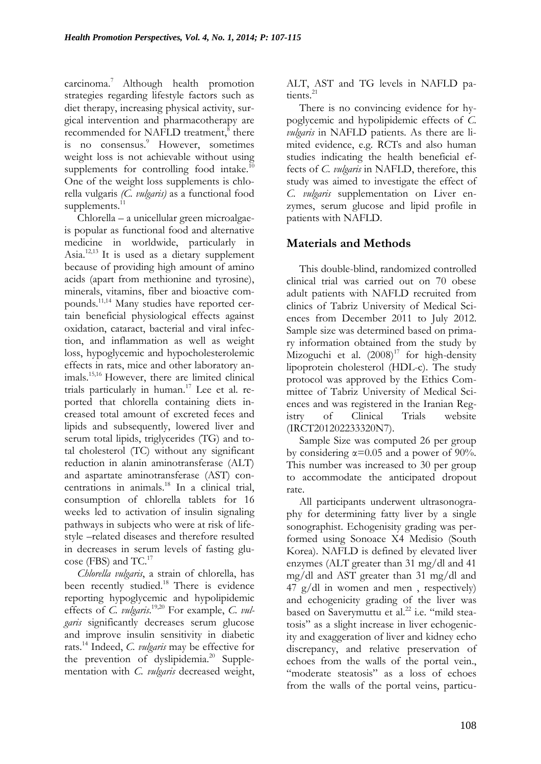carcinoma.[7] Although health promotion strategies regarding lifestyle factors such as diet therapy, increasing physical activity, surgical intervention and pharmacotherapy are recommended for NAFLD treatment,[8] there is no consensus.[9] However, sometimes weight loss is not achievable without using supplements for controlling food intake.[10] One of the weight loss supplements is chlorella vulgaris *(C. vulgaris)* as a functional food supplements.[11]

Chlorella – a unicellular green microalgae- is popular as functional food and alternative medicine in worldwide, particularly in Asia.[12,13] It is used as a dietary supplement because of providing high amount of amino acids (apart from methionine and tyrosine), minerals, vitamins, fiber and bioactive compounds.[11,14] Many studies have reported certain beneficial physiological effects against oxidation, cataract, bacterial and viral infection, and inflammation as well as weight loss, hypoglycemic and hypocholesterolemic effects in rats, mice and other laboratory animals.[15,16] However, there are limited clinical trials particularly in human.[17] Lee et al. reported that chlorella containing diets increased total amount of excreted feces and lipids and subsequently, lowered liver and serum total lipids, triglycerides (TG) and total cholesterol (TC) without any significant reduction in alanin aminotransferase (ALT) and aspartate aminotransferase (AST) concentrations in animals.[18] In a clinical trial, consumption of chlorella tablets for 16 weeks led to activation of insulin signaling pathways in subjects who were at risk of lifestyle –related diseases and therefore resulted in decreases in serum levels of fasting glucose (FBS) and TC.[17]

*Chlorella vulgaris*, a strain of chlorella, has been recently studied.[18] There is evidence reporting hypoglycemic and hypolipidemic effects of *C. vulgaris*.[19,20] For example, *C. vulgaris* significantly decreases serum glucose and improve insulin sensitivity in diabetic rats.[14] Indeed, *C. vulgaris* may be effective for the prevention of dyslipidemia.[20] Supplementation with *C. vulgaris* decreased weight, ALT, AST and TG levels in NAFLD patients.[21]

There is no convincing evidence for hypoglycemic and hypolipidemic effects of *C. vulgaris* in NAFLD patients. As there are limited evidence, e.g. RCTs and also human studies indicating the health beneficial effects of *C. vulgaris* in NAFLD, therefore, this study was aimed to investigate the effect of *C. vulgaris* supplementation on Liver enzymes, serum glucose and lipid profile in patients with NAFLD.

## Materials and Methods

This double-blind, randomized controlled clinical trial was carried out on 70 obese adult patients with NAFLD recruited from clinics of Tabriz University of Medical Sciences from December 2011 to July 2012. Sample size was determined based on primary information obtained from the study by Mizoguchi et al. (2008)[17] for high-density lipoprotein cholesterol (HDL-c). The study protocol was approved by the Ethics Committee of Tabriz University of Medical Sciences and was registered in the Iranian Registry of Clinical Trials website (IRCT201202233320N7).

Sample Size was computed 26 per group by considering $\alpha$=0.05 and a power of 90%. This number was increased to 30 per group to accommodate the anticipated dropout rate.

All participants underwent ultrasonography for determining fatty liver by a single sonographist. Echogenisity grading was performed using Sonoace X4 Medisio (South Korea). NAFLD is defined by elevated liver enzymes (ALT greater than 31 mg/dl and 41 mg/dl and AST greater than 31 mg/dl and 47 g/dl in women and men , respectively) and echogenicity grading of the liver was based on Saverymuttu et al.[22] i.e. "mild steatosis" as a slight increase in liver echogenicity and exaggeration of liver and kidney echo discrepancy, and relative preservation of echoes from the walls of the portal vein., "moderate steatosis" as a loss of echoes from the walls of the portal veins, particu-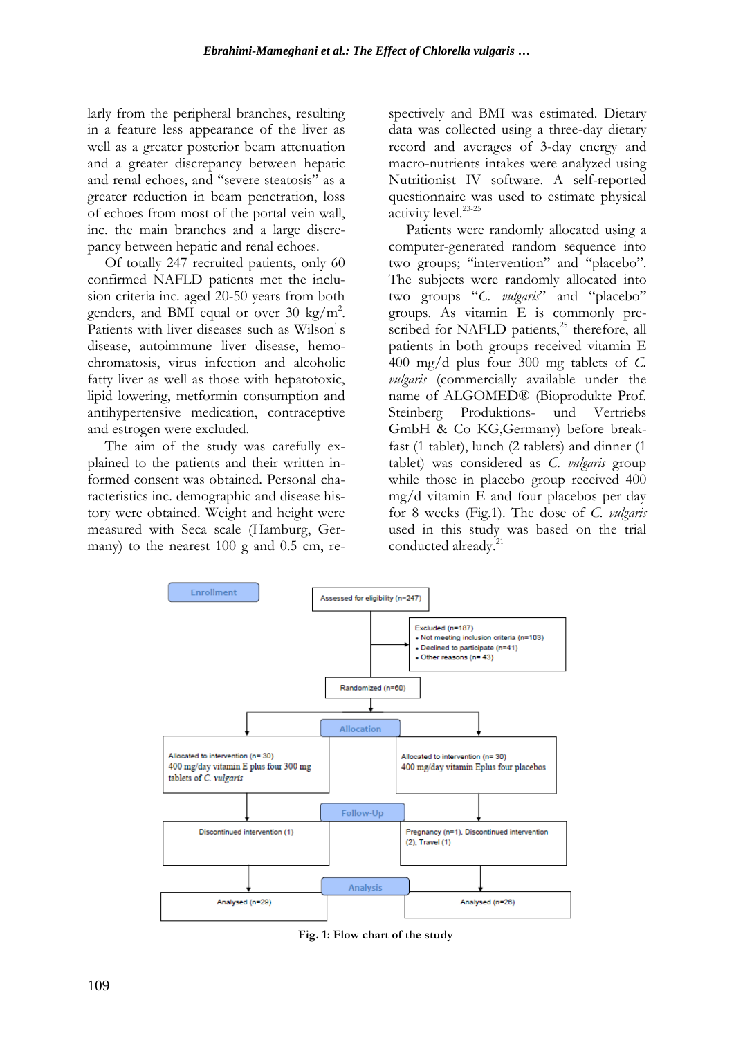larly from the peripheral branches, resulting in a feature less appearance of the liver as well as a greater posterior beam attenuation and a greater discrepancy between hepatic and renal echoes, and "severe steatosis" as a greater reduction in beam penetration, loss of echoes from most of the portal vein wall, inc. the main branches and a large discrepancy between hepatic and renal echoes.

Of totally 247 recruited patients, only 60 confirmed NAFLD patients met the inclusion criteria inc. aged 20-50 years from both genders, and BMI equal or over 30 kg/m$^2$. Patients with liver diseases such as Wilson's disease, autoimmune liver disease, hemochromatosis, virus infection and alcoholic fatty liver as well as those with hepatotoxic, lipid lowering, metformin consumption and antihypertensive medication, contraceptive and estrogen were excluded.

The aim of the study was carefully explained to the patients and their written informed consent was obtained. Personal characteristics inc. demographic and disease history were obtained. Weight and height were measured with Seca scale (Hamburg, Germany) to the nearest 100 g and 0.5 cm, respectively and BMI was estimated. Dietary data was collected using a three-day dietary record and averages of 3-day energy and macro-nutrients intakes were analyzed using Nutritionist IV software. A self-reported questionnaire was used to estimate physical activity level.[23-25]

Patients were randomly allocated using a computer-generated random sequence into two groups; "intervention" and "placebo". The subjects were randomly allocated into two groups "*C. vulgaris*" and "placebo" groups. As vitamin E is commonly prescribed for NAFLD patients,[25] therefore, all patients in both groups received vitamin E 400 mg/d plus four 300 mg tablets of *C. vulgaris* (commercially available under the name of ALGOMED® (Bioprodukte Prof. Steinberg Produktions- und Vertriebs GmbH & Co KG,Germany) before breakfast (1 tablet), lunch (2 tablets) and dinner (1 tablet) was considered as *C. vulgaris* group while those in placebo group received 400 mg/d vitamin E and four placebos per day for 8 weeks (Fig.1). The dose of *C. vulgaris* used in this study was based on the trial conducted already.[21]

Enrollment

Assessed for eligibility (n=247)

Excluded (n=187)
- Not meeting inclusion criteria (n=103)
- Declined to participate (n=41)
- Other reasons (n= 43)

Randomized (n=60)

Allocation

| Allocated to intervention (n= 30) 400 mg/day vitamin E plus four 300 mg tablets of *C. vulgaris* | Allocated to intervention (n= 30) 400 mg/day vitamin Eplus four placebos |
|---|---|

Follow-Up

| Discontinued intervention (1) | Pregnancy (n=1), Discontinued intervention (2), Travel (1) |
|---|---|

Analysis

| Analysed (n=29) | Analysed (n=26) |
|---|---|

**Fig. 1: Flow chart of the study**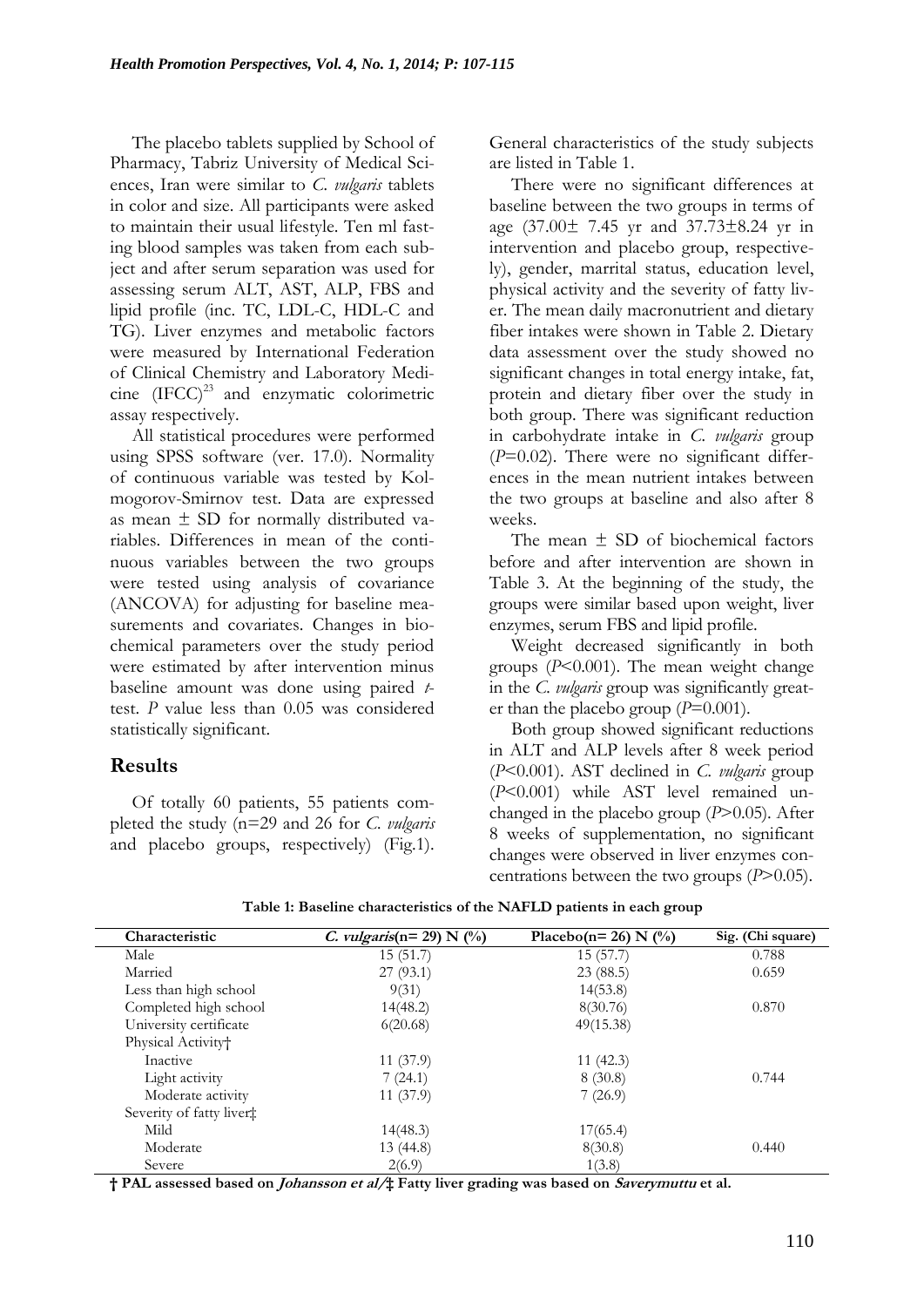The placebo tablets supplied by School of Pharmacy, Tabriz University of Medical Sciences, Iran were similar to *C. vulgaris* tablets in color and size. All participants were asked to maintain their usual lifestyle. Ten ml fasting blood samples was taken from each subject and after serum separation was used for assessing serum ALT, AST, ALP, FBS and lipid profile (inc. TC, LDL-C, HDL-C and TG). Liver enzymes and metabolic factors were measured by International Federation of Clinical Chemistry and Laboratory Medicine (IFCC)[23] and enzymatic colorimetric assay respectively.

All statistical procedures were performed using SPSS software (ver. 17.0). Normality of continuous variable was tested by Kolmogorov-Smirnov test. Data are expressed as mean ± SD for normally distributed variables. Differences in mean of the continuous variables between the two groups were tested using analysis of covariance (ANCOVA) for adjusting for baseline measurements and covariates. Changes in biochemical parameters over the study period were estimated by after intervention minus baseline amount was done using paired *t*-test. *P* value less than 0.05 was considered statistically significant.

## Results

Of totally 60 patients, 55 patients completed the study (n=29 and 26 for *C. vulgaris* and placebo groups, respectively) (Fig.1). General characteristics of the study subjects are listed in Table 1.

There were no significant differences at baseline between the two groups in terms of age (37.00± 7.45 yr and 37.73±8.24 yr in intervention and placebo group, respectively), gender, marrital status, education level, physical activity and the severity of fatty liver. The mean daily macronutrient and dietary fiber intakes were shown in Table 2. Dietary data assessment over the study showed no significant changes in total energy intake, fat, protein and dietary fiber over the study in both group. There was significant reduction in carbohydrate intake in *C. vulgaris* group (*P*=0.02). There were no significant differences in the mean nutrient intakes between the two groups at baseline and also after 8 weeks.

The mean ± SD of biochemical factors before and after intervention are shown in Table 3. At the beginning of the study, the groups were similar based upon weight, liver enzymes, serum FBS and lipid profile.

Weight decreased significantly in both groups (*P*<0.001). The mean weight change in the *C. vulgaris* group was significantly greater than the placebo group (*P*=0.001).

Both group showed significant reductions in ALT and ALP levels after 8 week period (*P*<0.001). AST declined in *C. vulgaris* group (*P*<0.001) while AST level remained unchanged in the placebo group (*P*>0.05). After 8 weeks of supplementation, no significant changes were observed in liver enzymes concentrations between the two groups (*P*>0.05).

**Table 1: Baseline characteristics of the NAFLD patients in each group**

| Characteristic | *C. vulgaris*(n= 29) N (%) | Placebo(n= 26) N (%) | Sig. (Chi square) |
|---|---|---|---|
| Male | 15 (51.7) | 15 (57.7) | 0.788 |
| Married | 27 (93.1) | 23 (88.5) | 0.659 |
| Less than high school | 9(31) | 14(53.8) | |
| Completed high school | 14(48.2) | 8(30.76) | 0.870 |
| University certificate | 6(20.68) | 49(15.38) | |
| Physical Activity† | | | |
| Inactive | 11 (37.9) | 11 (42.3) | |
| Light activity | 7 (24.1) | 8 (30.8) | 0.744 |
| Moderate activity | 11 (37.9) | 7 (26.9) | |
| Severity of fatty liver‡ | | | |
| Mild | 14(48.3) | 17(65.4) | |
| Moderate | 13 (44.8) | 8(30.8) | 0.440 |
| Severe | 2(6.9) | 1(3.8) | |

**† PAL assessed based on *Johansson et al*/‡ Fatty liver grading was based on *Saverymuttu* et al.**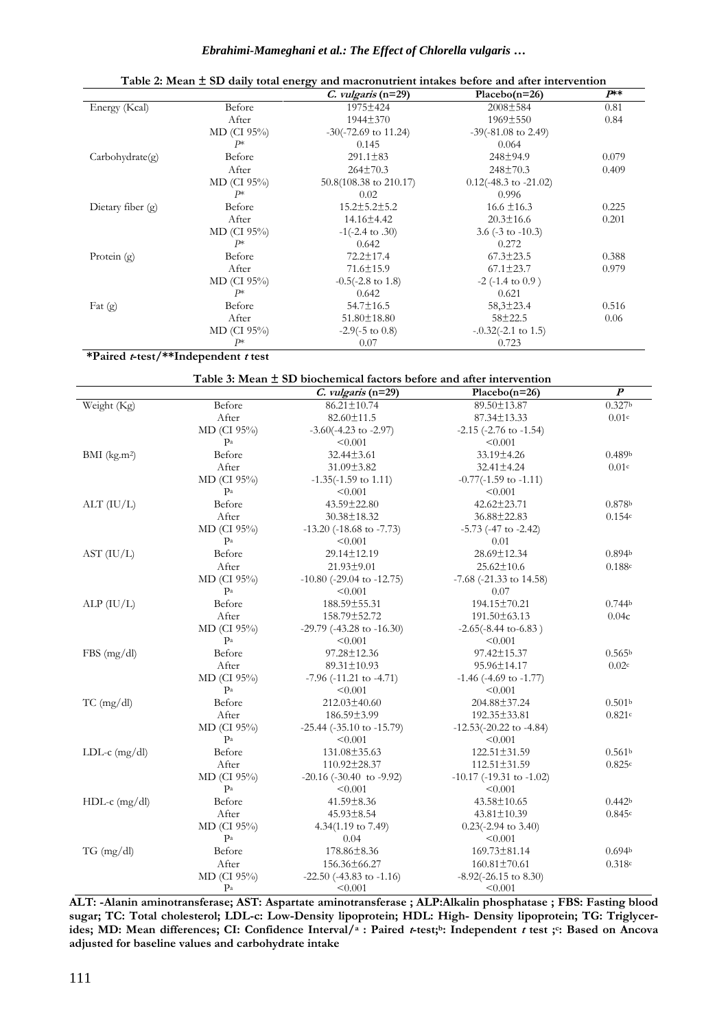**Table 2: Mean ± SD daily total energy and macronutrient intakes before and after intervention**

| | | *C. vulgaris* (n=29) | Placebo(n=26) | *P*** |
|---|---|---|---|---|
| Energy (Kcal) | Before | 1975±424 | 2008±584 | 0.81 |
| | After | 1944±370 | 1969±550 | 0.84 |
| | MD (CI 95%) | -30(-72.69 to 11.24) | -39(-81.08 to 2.49) | |
| | *P** | 0.145 | 0.064 | |
| Carbohydrate(g) | Before | 291.1±83 | 248±94.9 | 0.079 |
| | After | 264±70.3 | 248±70.3 | 0.409 |
| | MD (CI 95%) | 50.8(108.38 to 210.17) | 0.12(-48.3 to -21.02) | |
| | *P** | 0.02 | 0.996 | |
| Dietary fiber (g) | Before | 15.2±5.2±5.2 | 16.6 ±16.3 | 0.225 |
| | After | 14.16±4.42 | 20.3±16.6 | 0.201 |
| | MD (CI 95%) | -1(-2.4 to .30) | 3.6 (-3 to -10.3) | |
| | *P** | 0.642 | 0.272 | |
| Protein (g) | Before | 72.2±17.4 | 67.3±23.5 | 0.388 |
| | After | 71.6±15.9 | 67.1±23.7 | 0.979 |
| | MD (CI 95%) | -0.5(-2.8 to 1.8) | -2 (-1.4 to 0.9 ) | |
| | *P** | 0.642 | 0.621 | |
| Fat (g) | Before | 54.7±16.5 | 58,3±23.4 | 0.516 |
| | After | 51.80±18.80 | 58±22.5 | 0.06 |
| | MD (CI 95%) | -2.9(-5 to 0.8) | -.0.32(-2.1 to 1.5) | |
| | *P** | 0.07 | 0.723 | |

**\*Paired *t*-test/\*\*Independent *t* test**

**Table 3: Mean ± SD biochemical factors before and after intervention**

| | | *C. vulgaris* (n=29) | Placebo(n=26) | *P* |
|---|---|---|---|---|
| Weight (Kg) | Before | 86.21±10.74 | 89.50±13.87 | 0.327[b] |
| | After | 82.60±11.5 | 87.34±13.33 | 0.01[c] |
| | MD (CI 95%) | -3.60(-4.23 to -2.97) | -2.15 (-2.76 to -1.54) | |
| | P[a] | <0.001 | <0.001 | |
| BMI (kg.m[2]) | Before | 32.44±3.61 | 33.19±4.26 | 0.489[b] |
| | After | 31.09±3.82 | 32.41±4.24 | 0.01[c] |
| | MD (CI 95%) | -1.35(-1.59 to 1.11) | -0.77(-1.59 to -1.11) | |
| | P[a] | <0.001 | <0.001 | |
| ALT (IU/L) | Before | 43.59±22.80 | 42.62±23.71 | 0.878[b] |
| | After | 30.38±18.32 | 36.88±22.83 | 0.154[c] |
| | MD (CI 95%) | -13.20 (-18.68 to -7.73) | -5.73 (-47 to -2.42) | |
| | P[a] | <0.001 | 0.01 | |
| AST (IU/L) | Before | 29.14±12.19 | 28.69±12.34 | 0.894[b] |
| | After | 21.93±9.01 | 25.62±10.6 | 0.188[c] |
| | MD (CI 95%) | -10.80 (-29.04 to -12.75) | -7.68 (-21.33 to 14.58) | |
| | P[a] | <0.001 | 0.07 | |
| ALP (IU/L) | Before | 188.59±55.31 | 194.15±70.21 | 0.744[b] |
| | After | 158.79±52.72 | 191.50±63.13 | 0.04c |
| | MD (CI 95%) | -29.79 (-43.28 to -16.30) | -2.65(-8.44 to-6.83 ) | |
| | P[a] | <0.001 | <0.001 | |
| FBS (mg/dl) | Before | 97.28±12.36 | 97.42±15.37 | 0.565[b] |
| | After | 89.31±10.93 | 95.96±14.17 | 0.02[c] |
| | MD (CI 95%) | -7.96 (-11.21 to -4.71) | -1.46 (-4.69 to -1.77) | |
| | P[a] | <0.001 | <0.001 | |
| TC (mg/dl) | Before | 212.03±40.60 | 204.88±37.24 | 0.501[b] |
| | After | 186.59±3.99 | 192.35±33.81 | 0.821[c] |
| | MD (CI 95%) | -25.44 (-35.10 to -15.79) | -12.53(-20.22 to -4.84) | |
| | P[a] | <0.001 | <0.001 | |
| LDL-c (mg/dl) | Before | 131.08±35.63 | 122.51±31.59 | 0.561[b] |
| | After | 110.92±28.37 | 112.51±31.59 | 0.825[c] |
| | MD (CI 95%) | -20.16 (-30.40 to -9.92) | -10.17 (-19.31 to -1.02) | |
| | P[a] | <0.001 | <0.001 | |
| HDL-c (mg/dl) | Before | 41.59±8.36 | 43.58±10.65 | 0.442[b] |
| | After | 45.93±8.54 | 43.81±10.39 | 0.845[c] |
| | MD (CI 95%) | 4.34(1.19 to 7.49) | 0.23(-2.94 to 3.40) | |
| | P[a] | 0.04 | <0.001 | |
| TG (mg/dl) | Before | 178.86±8.36 | 169.73±81.14 | 0.694[b] |
| | After | 156.36±66.27 | 160.81±70.61 | 0.318[c] |
| | MD (CI 95%) | -22.50 (-43.83 to -1.16) | -8.92(-26.15 to 8.30) | |
| | P[a] | <0.001 | <0.001 | |

**ALT: -Alanin aminotransferase; AST: Aspartate aminotransferase ; ALP:Alkalin phosphatase ; FBS: Fasting blood sugar; TC: Total cholesterol; LDL-c: Low-Density lipoprotein; HDL: High- Density lipoprotein; TG: Triglycerides; MD: Mean differences; CI: Confidence Interval/[a] : Paired *t*-test;[b]: Independent *t* test ;[c]: Based on Ancova adjusted for baseline values and carbohydrate intake**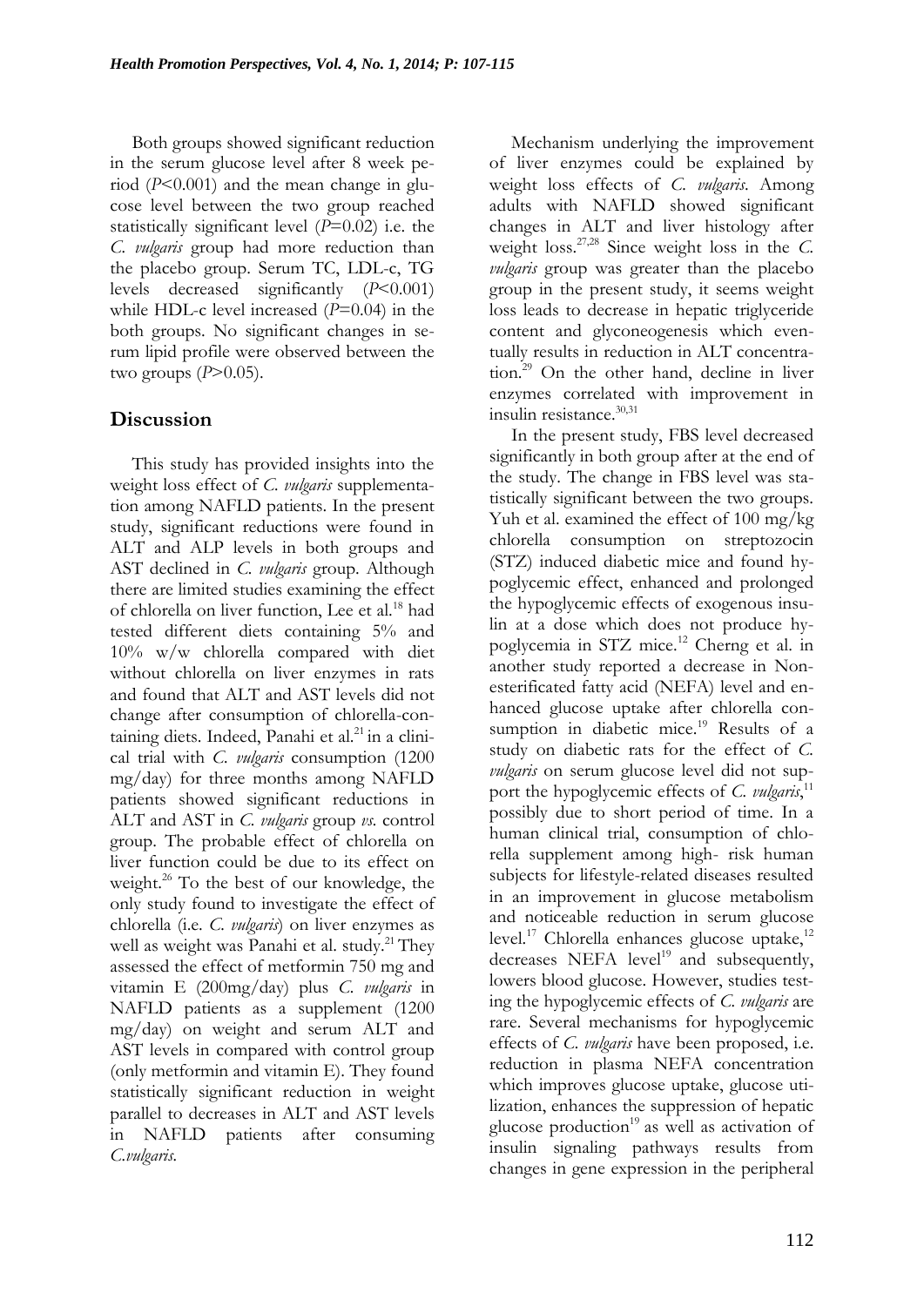Both groups showed significant reduction in the serum glucose level after 8 week period ($P<0.001$) and the mean change in glucose level between the two group reached statistically significant level ($P=0.02$) i.e. the *C. vulgaris* group had more reduction than the placebo group. Serum TC, LDL-c, TG levels decreased significantly ($P<0.001$) while HDL-c level increased ($P=0.04$) in the both groups. No significant changes in serum lipid profile were observed between the two groups ($P>0.05$).

## Discussion

This study has provided insights into the weight loss effect of *C. vulgaris* supplementation among NAFLD patients. In the present study, significant reductions were found in ALT and ALP levels in both groups and AST declined in *C. vulgaris* group. Although there are limited studies examining the effect of chlorella on liver function, Lee et al.[18] had tested different diets containing 5% and 10% w/w chlorella compared with diet without chlorella on liver enzymes in rats and found that ALT and AST levels did not change after consumption of chlorella-containing diets. Indeed, Panahi et al.[21] in a clinical trial with *C. vulgaris* consumption (1200 mg/day) for three months among NAFLD patients showed significant reductions in ALT and AST in *C. vulgaris* group *vs.* control group. The probable effect of chlorella on liver function could be due to its effect on weight.[26] To the best of our knowledge, the only study found to investigate the effect of chlorella (i.e. *C. vulgaris*) on liver enzymes as well as weight was Panahi et al. study.[21] They assessed the effect of metformin 750 mg and vitamin E (200mg/day) plus *C. vulgaris* in NAFLD patients as a supplement (1200 mg/day) on weight and serum ALT and AST levels in compared with control group (only metformin and vitamin E). They found statistically significant reduction in weight parallel to decreases in ALT and AST levels in NAFLD patients after consuming *C.vulgaris*.

Mechanism underlying the improvement of liver enzymes could be explained by weight loss effects of *C. vulgaris*. Among adults with NAFLD showed significant changes in ALT and liver histology after weight loss.[27,28] Since weight loss in the *C. vulgaris* group was greater than the placebo group in the present study, it seems weight loss leads to decrease in hepatic triglyceride content and glyconeogenesis which eventually results in reduction in ALT concentration.[29] On the other hand, decline in liver enzymes correlated with improvement in insulin resistance.[30,31]

In the present study, FBS level decreased significantly in both group after at the end of the study. The change in FBS level was statistically significant between the two groups. Yuh et al. examined the effect of 100 mg/kg chlorella consumption on streptozocin (STZ) induced diabetic mice and found hypoglycemic effect, enhanced and prolonged the hypoglycemic effects of exogenous insulin at a dose which does not produce hypoglycemia in STZ mice.[12] Cherng et al. in another study reported a decrease in Non-esterificated fatty acid (NEFA) level and enhanced glucose uptake after chlorella consumption in diabetic mice.[19] Results of a study on diabetic rats for the effect of *C. vulgaris* on serum glucose level did not support the hypoglycemic effects of *C. vulgaris*,[11] possibly due to short period of time. In a human clinical trial, consumption of chlorella supplement among high- risk human subjects for lifestyle-related diseases resulted in an improvement in glucose metabolism and noticeable reduction in serum glucose level.[17] Chlorella enhances glucose uptake,[12] decreases NEFA level[19] and subsequently, lowers blood glucose. However, studies testing the hypoglycemic effects of *C. vulgaris* are rare. Several mechanisms for hypoglycemic effects of *C. vulgaris* have been proposed, i.e. reduction in plasma NEFA concentration which improves glucose uptake, glucose utilization, enhances the suppression of hepatic glucose production[19] as well as activation of insulin signaling pathways results from changes in gene expression in the peripheral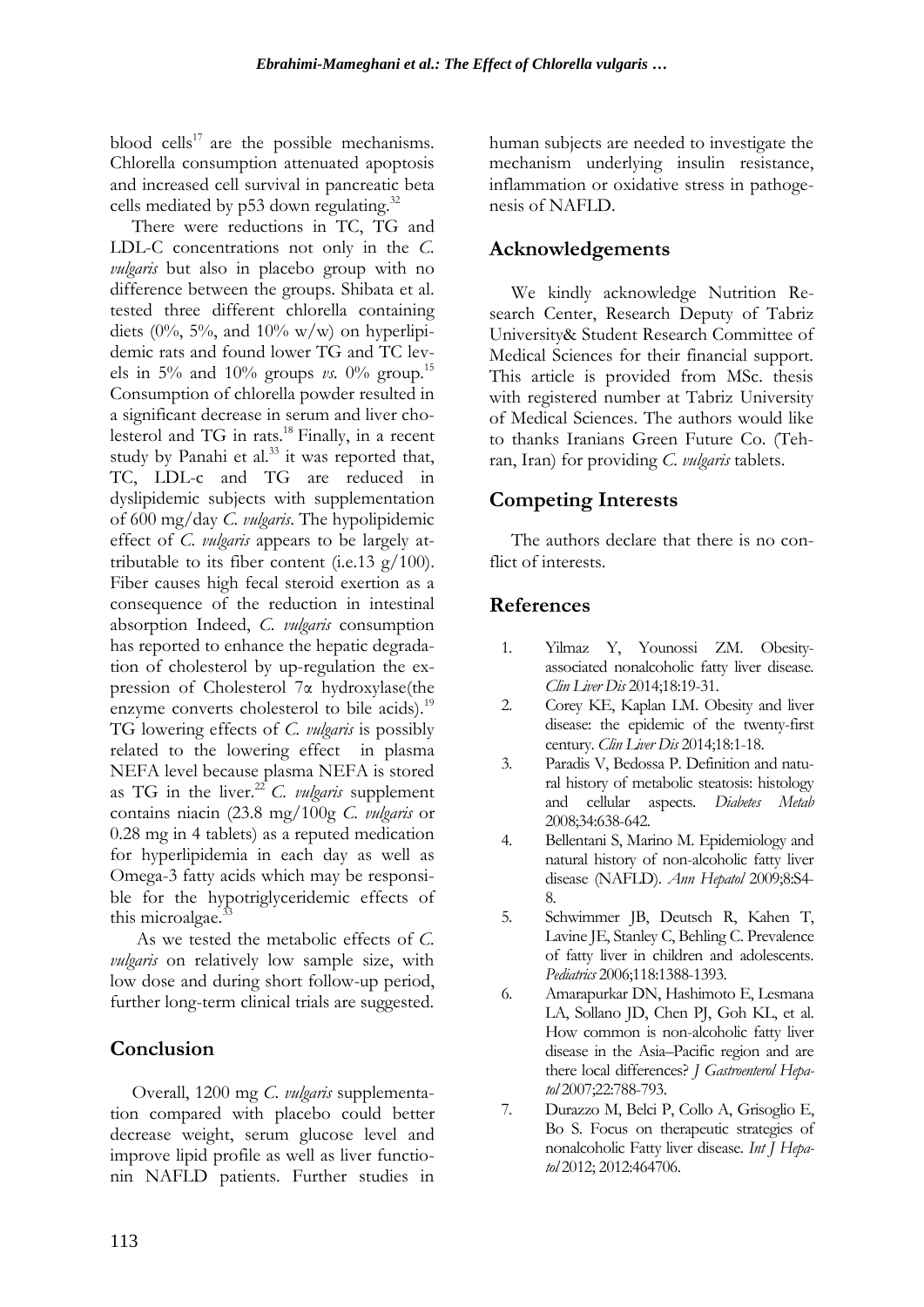blood cells[17] are the possible mechanisms. Chlorella consumption attenuated apoptosis and increased cell survival in pancreatic beta cells mediated by p53 down regulating.[32]

There were reductions in TC, TG and LDL-C concentrations not only in the *C. vulgaris* but also in placebo group with no difference between the groups. Shibata et al. tested three different chlorella containing diets (0%, 5%, and 10% w/w) on hyperlipidemic rats and found lower TG and TC levels in 5% and 10% groups *vs*. 0% group.[15] Consumption of chlorella powder resulted in a significant decrease in serum and liver cholesterol and TG in rats.[18] Finally, in a recent study by Panahi et al.[33] it was reported that, TC, LDL-c and TG are reduced in dyslipidemic subjects with supplementation of 600 mg/day *C. vulgaris*. The hypolipidemic effect of *C. vulgaris* appears to be largely attributable to its fiber content (i.e.13 g/100). Fiber causes high fecal steroid exertion as a consequence of the reduction in intestinal absorption Indeed, *C. vulgaris* consumption has reported to enhance the hepatic degradation of cholesterol by up-regulation the expression of Cholesterol 7α hydroxylase(the enzyme converts cholesterol to bile acids).[19] TG lowering effects of *C. vulgaris* is possibly related to the lowering effect in plasma NEFA level because plasma NEFA is stored as TG in the liver.[22] *C. vulgaris* supplement contains niacin (23.8 mg/100g *C. vulgaris* or 0.28 mg in 4 tablets) as a reputed medication for hyperlipidemia in each day as well as Omega-3 fatty acids which may be responsible for the hypotriglyceridemic effects of this microalgae.[33]

As we tested the metabolic effects of *C. vulgaris* on relatively low sample size, with low dose and during short follow-up period, further long-term clinical trials are suggested.

## Conclusion

Overall, 1200 mg *C. vulgaris* supplementation compared with placebo could better decrease weight, serum glucose level and improve lipid profile as well as liver functionin NAFLD patients. Further studies in human subjects are needed to investigate the mechanism underlying insulin resistance, inflammation or oxidative stress in pathogenesis of NAFLD.

## Acknowledgements

We kindly acknowledge Nutrition Research Center, Research Deputy of Tabriz University& Student Research Committee of Medical Sciences for their financial support. This article is provided from MSc. thesis with registered number at Tabriz University of Medical Sciences. The authors would like to thanks Iranians Green Future Co. (Tehran, Iran) for providing *C. vulgaris* tablets.

## Competing Interests

The authors declare that there is no conflict of interests.

## References

1. Yilmaz Y, Younossi ZM. Obesity-associated nonalcoholic fatty liver disease. *Clin Liver Dis* 2014;18:19-31.
2. Corey KE, Kaplan LM. Obesity and liver disease: the epidemic of the twenty-first century. *Clin Liver Dis* 2014;18:1-18.
3. Paradis V, Bedossa P. Definition and natural history of metabolic steatosis: histology and cellular aspects. *Diabetes Metab* 2008;34:638-642.
4. Bellentani S, Marino M. Epidemiology and natural history of non-alcoholic fatty liver disease (NAFLD). *Ann Hepatol* 2009;8:S4-8.
5. Schwimmer JB, Deutsch R, Kahen T, Lavine JE, Stanley C, Behling C. Prevalence of fatty liver in children and adolescents. *Pediatrics* 2006;118:1388-1393.
6. Amarapurkar DN, Hashimoto E, Lesmana LA, Sollano JD, Chen PJ, Goh KL, et al. How common is non-alcoholic fatty liver disease in the Asia–Pacific region and are there local differences? *J Gastroenterol Hepatol* 2007;22:788-793.
7. Durazzo M, Belci P, Collo A, Grisoglio E, Bo S. Focus on therapeutic strategies of nonalcoholic Fatty liver disease. *Int J Hepatol* 2012; 2012:464706.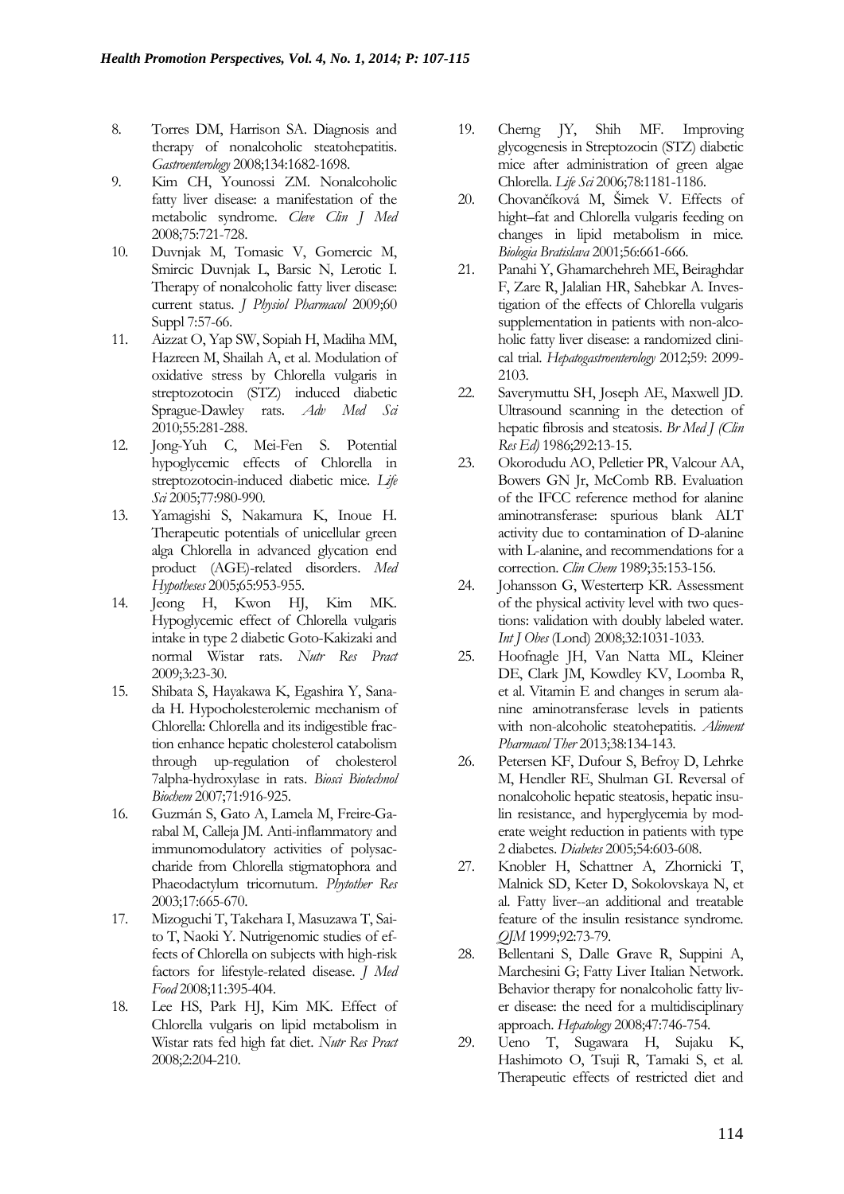8. Torres DM, Harrison SA. Diagnosis and therapy of nonalcoholic steatohepatitis. *Gastroenterology* 2008;134:1682-1698.
9. Kim CH, Younossi ZM. Nonalcoholic fatty liver disease: a manifestation of the metabolic syndrome. *Cleve Clin J Med* 2008;75:721-728.
10. Duvnjak M, Tomasic V, Gomercic M, Smircic Duvnjak L, Barsic N, Lerotic I. Therapy of nonalcoholic fatty liver disease: current status. *J Physiol Pharmacol* 2009;60 Suppl 7:57-66.
11. Aizzat O, Yap SW, Sopiah H, Madiha MM, Hazreen M, Shailah A, et al. Modulation of oxidative stress by Chlorella vulgaris in streptozotocin (STZ) induced diabetic Sprague-Dawley rats. *Adv Med Sci* 2010;55:281-288.
12. Jong-Yuh C, Mei-Fen S. Potential hypoglycemic effects of Chlorella in streptozotocin-induced diabetic mice. *Life Sci* 2005;77:980-990.
13. Yamagishi S, Nakamura K, Inoue H. Therapeutic potentials of unicellular green alga Chlorella in advanced glycation end product (AGE)-related disorders. *Med Hypotheses* 2005;65:953-955.
14. Jeong H, Kwon HJ, Kim MK. Hypoglycemic effect of Chlorella vulgaris intake in type 2 diabetic Goto-Kakizaki and normal Wistar rats. *Nutr Res Pract* 2009;3:23-30.
15. Shibata S, Hayakawa K, Egashira Y, Sanada H. Hypocholesterolemic mechanism of Chlorella: Chlorella and its indigestible fraction enhance hepatic cholesterol catabolism through up-regulation of cholesterol 7alpha-hydroxylase in rats. *Biosci Biotechnol Biochem* 2007;71:916-925.
16. Guzmán S, Gato A, Lamela M, Freire-Garabal M, Calleja JM. Anti-inflammatory and immunomodulatory activities of polysaccharide from Chlorella stigmatophora and Phaeodactylum tricornutum. *Phytother Res* 2003;17:665-670.
17. Mizoguchi T, Takehara I, Masuzawa T, Saito T, Naoki Y. Nutrigenomic studies of effects of Chlorella on subjects with high-risk factors for lifestyle-related disease. *J Med Food* 2008;11:395-404.
18. Lee HS, Park HJ, Kim MK. Effect of Chlorella vulgaris on lipid metabolism in Wistar rats fed high fat diet. *Nutr Res Pract* 2008;2:204-210.
19. Cherng JY, Shih MF. Improving glycogenesis in Streptozocin (STZ) diabetic mice after administration of green algae Chlorella. *Life Sci* 2006;78:1181-1186.
20. Chovančíková M, Šimek V. Effects of hight–fat and Chlorella vulgaris feeding on changes in lipid metabolism in mice. *Biologia Bratislava* 2001;56:661-666.
21. Panahi Y, Ghamarchehreh ME, Beiraghdar F, Zare R, Jalalian HR, Sahebkar A. Investigation of the effects of Chlorella vulgaris supplementation in patients with non-alcoholic fatty liver disease: a randomized clinical trial. *Hepatogastroenterology* 2012;59: 2099-2103.
22. Saverymuttu SH, Joseph AE, Maxwell JD. Ultrasound scanning in the detection of hepatic fibrosis and steatosis. *Br Med J (Clin Res Ed)* 1986;292:13-15.
23. Okorodudu AO, Pelletier PR, Valcour AA, Bowers GN Jr, McComb RB. Evaluation of the IFCC reference method for alanine aminotransferase: spurious blank ALT activity due to contamination of D-alanine with L-alanine, and recommendations for a correction. *Clin Chem* 1989;35:153-156.
24. Johansson G, Westerterp KR. Assessment of the physical activity level with two questions: validation with doubly labeled water. *Int J Obes* (Lond) 2008;32:1031-1033.
25. Hoofnagle JH, Van Natta ML, Kleiner DE, Clark JM, Kowdley KV, Loomba R, et al. Vitamin E and changes in serum alanine aminotransferase levels in patients with non-alcoholic steatohepatitis. *Aliment Pharmacol Ther* 2013;38:134-143.
26. Petersen KF, Dufour S, Befroy D, Lehrke M, Hendler RE, Shulman GI. Reversal of nonalcoholic hepatic steatosis, hepatic insulin resistance, and hyperglycemia by moderate weight reduction in patients with type 2 diabetes. *Diabetes* 2005;54:603-608.
27. Knobler H, Schattner A, Zhornicki T, Malnick SD, Keter D, Sokolovskaya N, et al. Fatty liver--an additional and treatable feature of the insulin resistance syndrome. *QJM* 1999;92:73-79.
28. Bellentani S, Dalle Grave R, Suppini A, Marchesini G; Fatty Liver Italian Network. Behavior therapy for nonalcoholic fatty liver disease: the need for a multidisciplinary approach. *Hepatology* 2008;47:746-754.
29. Ueno T, Sugawara H, Sujaku K, Hashimoto O, Tsuji R, Tamaki S, et al. Therapeutic effects of restricted diet and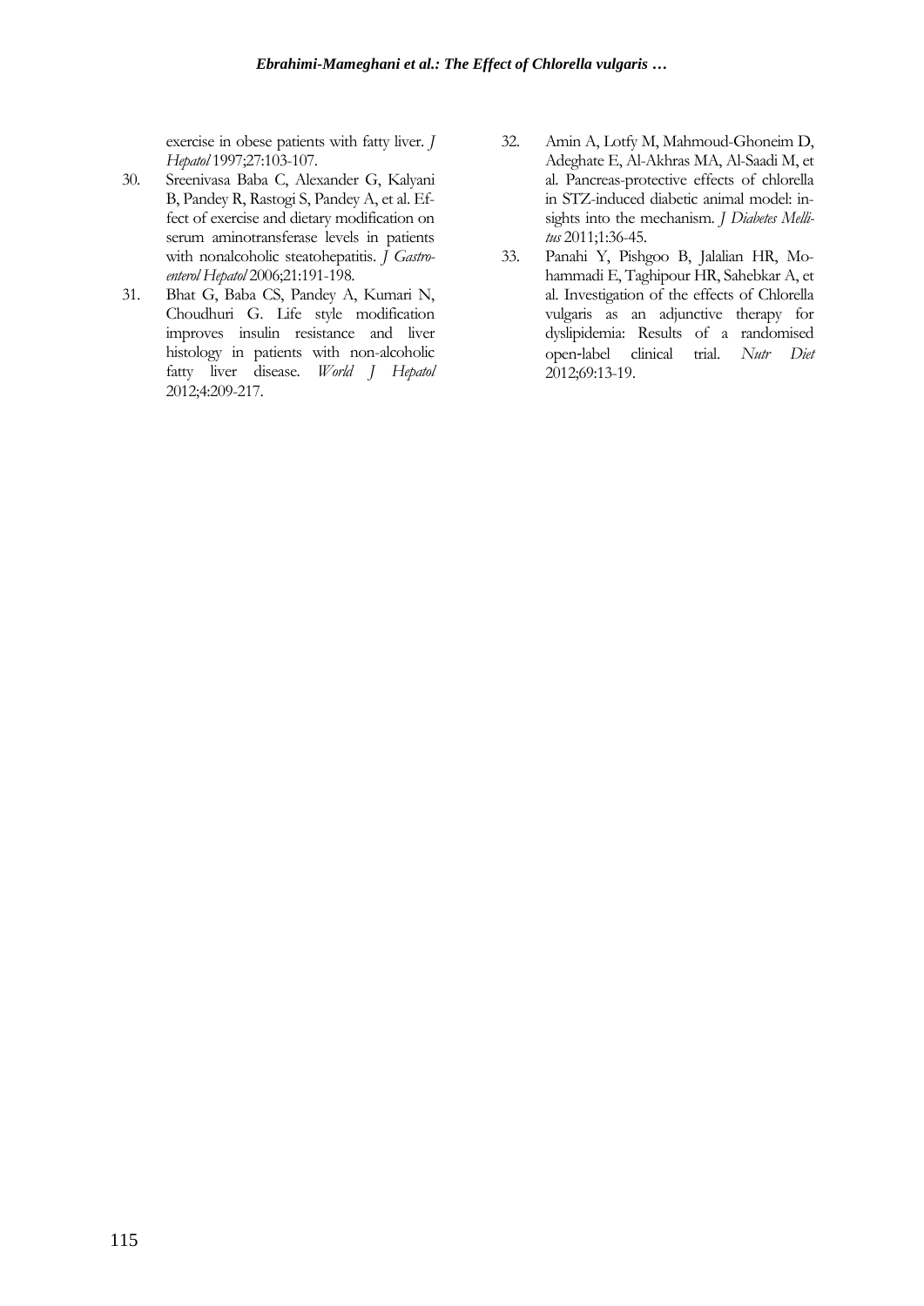exercise in obese patients with fatty liver. *J Hepatol* 1997;27:103-107.

30. Sreenivasa Baba C, Alexander G, Kalyani B, Pandey R, Rastogi S, Pandey A, et al. Effect of exercise and dietary modification on serum aminotransferase levels in patients with nonalcoholic steatohepatitis. *J Gastroenterol Hepatol* 2006;21:191-198.
31. Bhat G, Baba CS, Pandey A, Kumari N, Choudhuri G. Life style modification improves insulin resistance and liver histology in patients with non-alcoholic fatty liver disease. *World J Hepatol* 2012;4:209-217.
32. Amin A, Lotfy M, Mahmoud-Ghoneim D, Adeghate E, Al-Akhras MA, Al-Saadi M, et al. Pancreas-protective effects of chlorella in STZ-induced diabetic animal model: insights into the mechanism. *J Diabetes Mellitus* 2011;1:36-45.
33. Panahi Y, Pishgoo B, Jalalian HR, Mohammadi E, Taghipour HR, Sahebkar A, et al. Investigation of the effects of Chlorella vulgaris as an adjunctive therapy for dyslipidemia: Results of a randomised open-label clinical trial. *Nutr Diet* 2012;69:13-19.